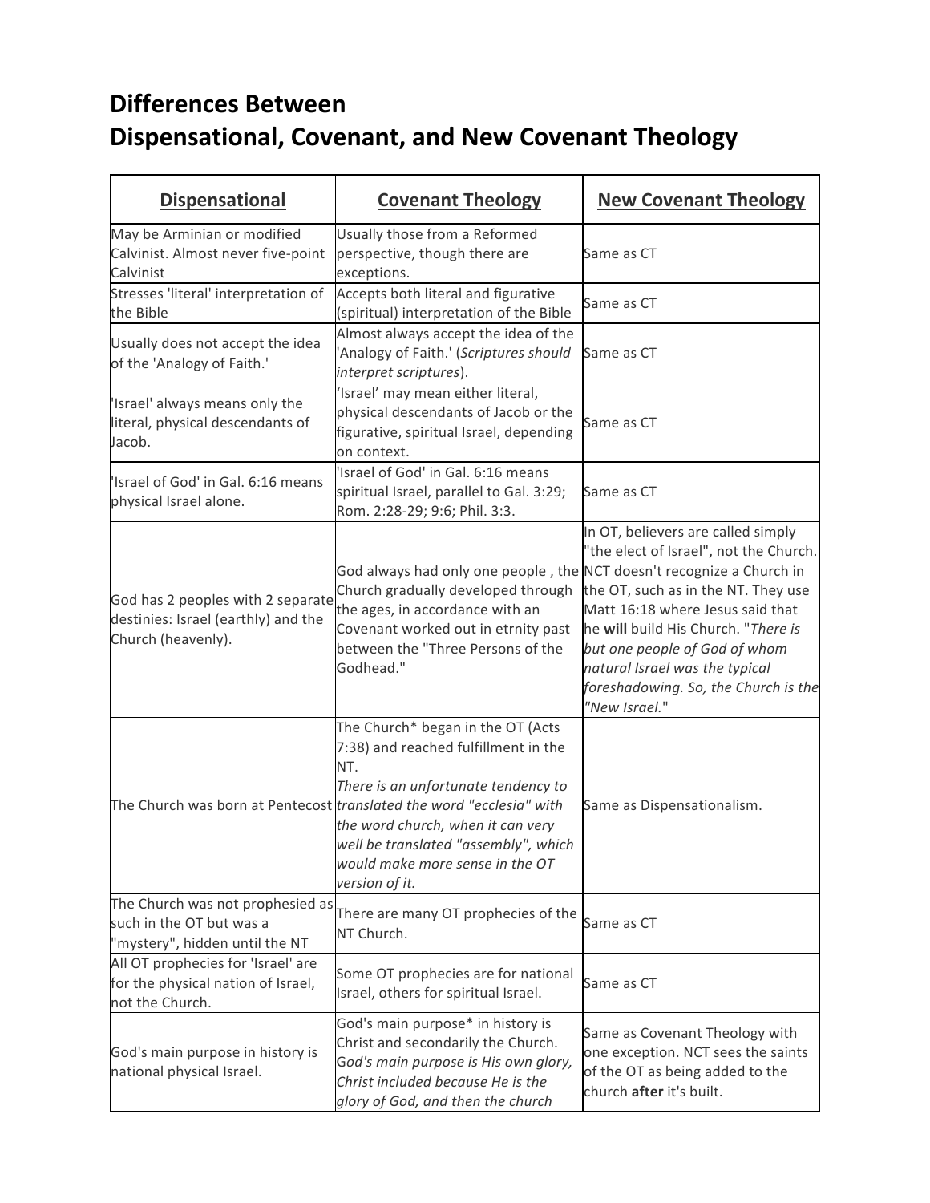# Differences Between
# Dispensational, Covenant, and New Covenant Theology

| Dispensational | Covenant Theology | New Covenant Theology |
|---|---|---|
| May be Arminian or modified Calvinist. Almost never five-point Calvinist | Usually those from a Reformed perspective, though there are exceptions. | Same as CT |
| Stresses 'literal' interpretation of the Bible | Accepts both literal and figurative (spiritual) interpretation of the Bible | Same as CT |
| Usually does not accept the idea of the 'Analogy of Faith.' | Almost always accept the idea of the 'Analogy of Faith.' (*Scriptures should interpret scriptures*). | Same as CT |
| 'Israel' always means only the literal, physical descendants of Jacob. | 'Israel' may mean either literal, physical descendants of Jacob or the figurative, spiritual Israel, depending on context. | Same as CT |
| 'Israel of God' in Gal. 6:16 means physical Israel alone. | 'Israel of God' in Gal. 6:16 means spiritual Israel, parallel to Gal. 3:29; Rom. 2:28-29; 9:6; Phil. 3:3. | Same as CT |
| God has 2 peoples with 2 separate destinies: Israel (earthly) and the Church (heavenly). | God always had only one people , the Church gradually developed through the ages, in accordance with an Covenant worked out in etrnity past between the "Three Persons of the Godhead." | In OT, believers are called simply "the elect of Israel", not the Church. NCT doesn't recognize a Church in the OT, such as in the NT. They use Matt 16:18 where Jesus said that he **will** build His Church. "*There is but one people of God of whom natural Israel was the typical foreshadowing. So, the Church is the "New Israel.*" |
| The Church was born at Pentecost | The Church* began in the OT (Acts 7:38) and reached fulfillment in the NT. *There is an unfortunate tendency to translated the word "ecclesia" with the word church, when it can very well be translated "assembly", which would make more sense in the OT version of it.* | Same as Dispensationalism. |
| The Church was not prophesied as such in the OT but was a "mystery", hidden until the NT | There are many OT prophecies of the NT Church. | Same as CT |
| All OT prophecies for 'Israel' are for the physical nation of Israel, not the Church. | Some OT prophecies are for national Israel, others for spiritual Israel. | Same as CT |
| God's main purpose in history is national physical Israel. | God's main purpose* in history is Christ and secondarily the Church. *God's main purpose is His own glory, Christ included because He is the glory of God, and then the church* | Same as Covenant Theology with one exception. NCT sees the saints of the OT as being added to the church **after** it's built. |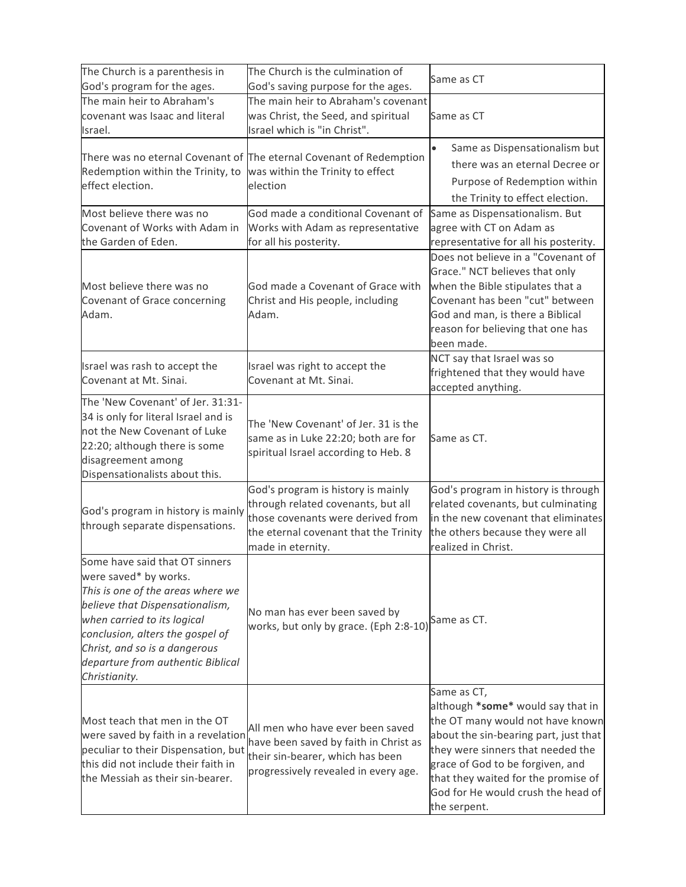| | | |
|---|---|---|
| The Church is a parenthesis in God's program for the ages. | The Church is the culmination of God's saving purpose for the ages. | Same as CT |
| The main heir to Abraham's covenant was Isaac and literal Israel. | The main heir to Abraham's covenant was Christ, the Seed, and spiritual Israel which is "in Christ". | Same as CT |
| There was no eternal Covenant of Redemption within the Trinity, to effect election. | The eternal Covenant of Redemption was within the Trinity to effect election | • Same as Dispensationalism but there was an eternal Decree or Purpose of Redemption within the Trinity to effect election. |
| Most believe there was no Covenant of Works with Adam in the Garden of Eden. | God made a conditional Covenant of Works with Adam as representative for all his posterity. | Same as Dispensationalism. But agree with CT on Adam as representative for all his posterity. |
| Most believe there was no Covenant of Grace concerning Adam. | God made a Covenant of Grace with Christ and His people, including Adam. | Does not believe in a "Covenant of Grace." NCT believes that only when the Bible stipulates that a Covenant has been "cut" between God and man, is there a Biblical reason for believing that one has been made. |
| Israel was rash to accept the Covenant at Mt. Sinai. | Israel was right to accept the Covenant at Mt. Sinai. | NCT say that Israel was so frightened that they would have accepted anything. |
| The 'New Covenant' of Jer. 31:31-34 is only for literal Israel and is not the New Covenant of Luke 22:20; although there is some disagreement among Dispensationalists about this. | The 'New Covenant' of Jer. 31 is the same as in Luke 22:20; both are for spiritual Israel according to Heb. 8 | Same as CT. |
| God's program in history is mainly through separate dispensations. | God's program is history is mainly through related covenants, but all those covenants were derived from the eternal covenant that the Trinity made in eternity. | God's program in history is through related covenants, but culminating in the new covenant that eliminates the others because they were all realized in Christ. |
| Some have said that OT sinners were saved* by works. *This is one of the areas where we believe that Dispensationalism, when carried to its logical conclusion, alters the gospel of Christ, and so is a dangerous departure from authentic Biblical Christianity.* | No man has ever been saved by works, but only by grace. (Eph 2:8-10) | Same as CT. |
| Most teach that men in the OT were saved by faith in a revelation peculiar to their Dispensation, but this did not include their faith in the Messiah as their sin-bearer. | All men who have ever been saved have been saved by faith in Christ as their sin-bearer, which has been progressively revealed in every age. | Same as CT, although **\*some\*** would say that in the OT many would not have known about the sin-bearing part, just that they were sinners that needed the grace of God to be forgiven, and that they waited for the promise of God for He would crush the head of the serpent. |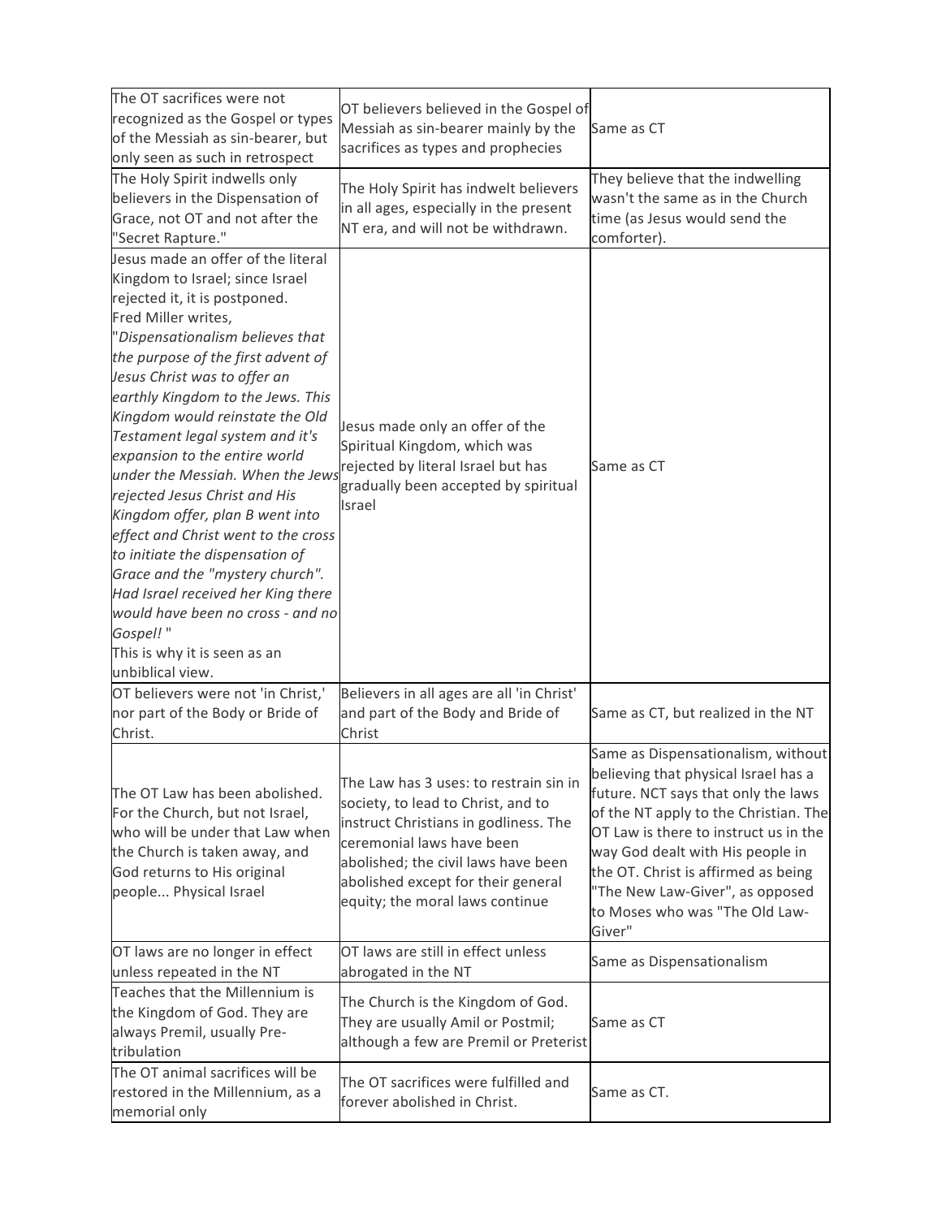| | | |
|---|---|---|
| The OT sacrifices were not recognized as the Gospel or types of the Messiah as sin-bearer, but only seen as such in retrospect | OT believers believed in the Gospel of Messiah as sin-bearer mainly by the sacrifices as types and prophecies | Same as CT |
| The Holy Spirit indwells only believers in the Dispensation of Grace, not OT and not after the "Secret Rapture." | The Holy Spirit has indwelt believers in all ages, especially in the present NT era, and will not be withdrawn. | They believe that the indwelling wasn't the same as in the Church time (as Jesus would send the comforter). |
| Jesus made an offer of the literal Kingdom to Israel; since Israel rejected it, it is postponed.<br>Fred Miller writes,<br>"*Dispensationalism believes that the purpose of the first advent of Jesus Christ was to offer an earthly Kingdom to the Jews. This Kingdom would reinstate the Old Testament legal system and it's expansion to the entire world under the Messiah. When the Jews rejected Jesus Christ and His Kingdom offer, plan B went into effect and Christ went to the cross to initiate the dispensation of Grace and the "mystery church". Had Israel received her King there would have been no cross - and no Gospel!* "<br>This is why it is seen as an unbiblical view. | Jesus made only an offer of the Spiritual Kingdom, which was rejected by literal Israel but has gradually been accepted by spiritual Israel | Same as CT |
| OT believers were not 'in Christ,' nor part of the Body or Bride of Christ. | Believers in all ages are all 'in Christ' and part of the Body and Bride of Christ | Same as CT, but realized in the NT |
| The OT Law has been abolished. For the Church, but not Israel, who will be under that Law when the Church is taken away, and God returns to His original people... Physical Israel | The Law has 3 uses: to restrain sin in society, to lead to Christ, and to instruct Christians in godliness. The ceremonial laws have been abolished; the civil laws have been abolished except for their general equity; the moral laws continue | Same as Dispensationalism, without believing that physical Israel has a future. NCT says that only the laws of the NT apply to the Christian. The OT Law is there to instruct us in the way God dealt with His people in the OT. Christ is affirmed as being "The New Law-Giver", as opposed to Moses who was "The Old Law-Giver" |
| OT laws are no longer in effect unless repeated in the NT | OT laws are still in effect unless abrogated in the NT | Same as Dispensationalism |
| Teaches that the Millennium is the Kingdom of God. They are always Premil, usually Pre-tribulation | The Church is the Kingdom of God. They are usually Amil or Postmil; although a few are Premil or Preterist | Same as CT |
| The OT animal sacrifices will be restored in the Millennium, as a memorial only | The OT sacrifices were fulfilled and forever abolished in Christ. | Same as CT. |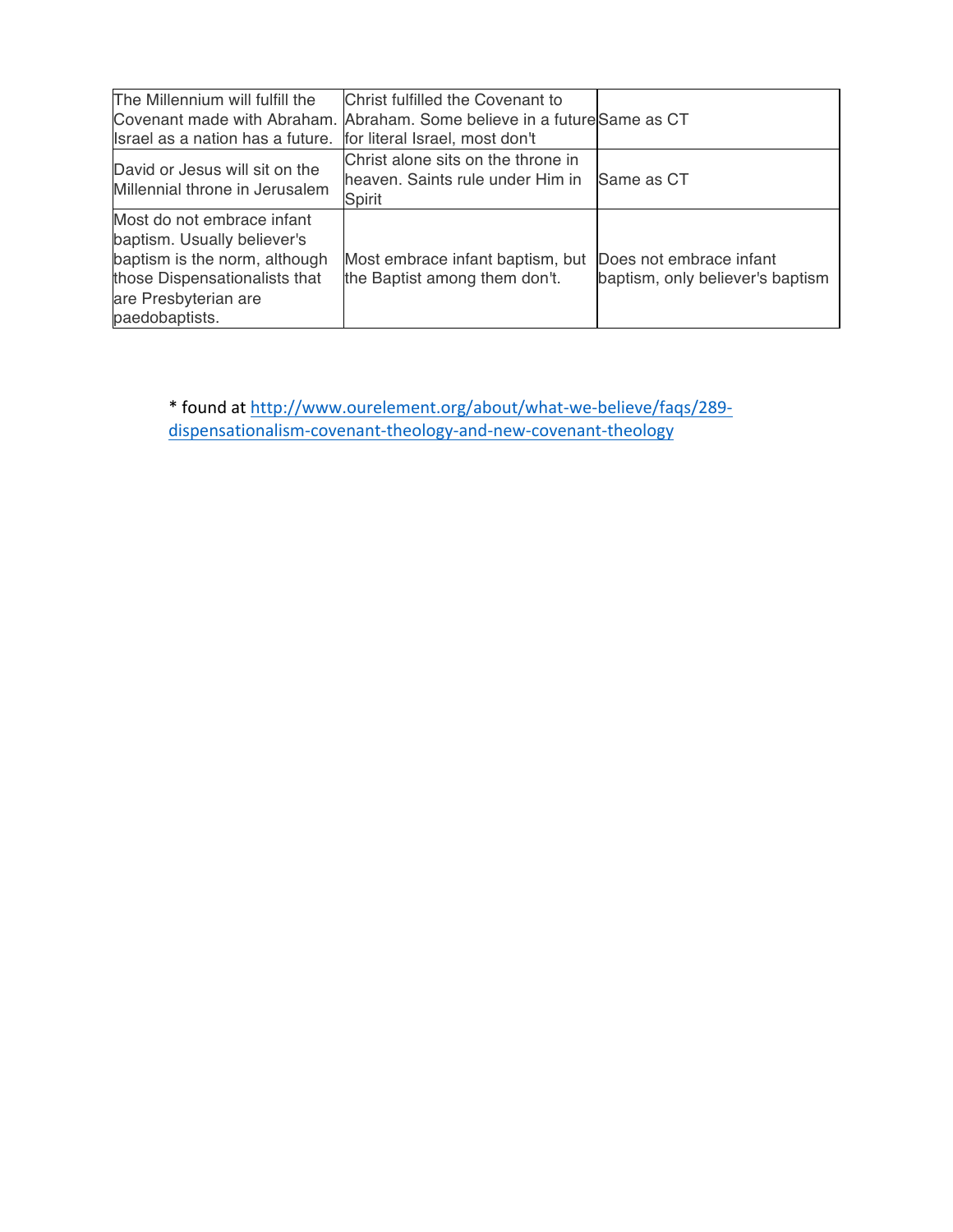| | | |
|---|---|---|
| The Millennium will fulfill the Covenant made with Abraham. Israel as a nation has a future. | Christ fulfilled the Covenant to Abraham. Some believe in a future for literal Israel, most don't | Same as CT |
| David or Jesus will sit on the Millennial throne in Jerusalem | Christ alone sits on the throne in heaven. Saints rule under Him in Spirit | Same as CT |
| Most do not embrace infant baptism. Usually believer's baptism is the norm, although those Dispensationalists that are Presbyterian are paedobaptists. | Most embrace infant baptism, but the Baptist among them don't. | Does not embrace infant baptism, only believer's baptism |

* found at http://www.ourelement.org/about/what-we-believe/faqs/289-dispensationalism-covenant-theology-and-new-covenant-theology